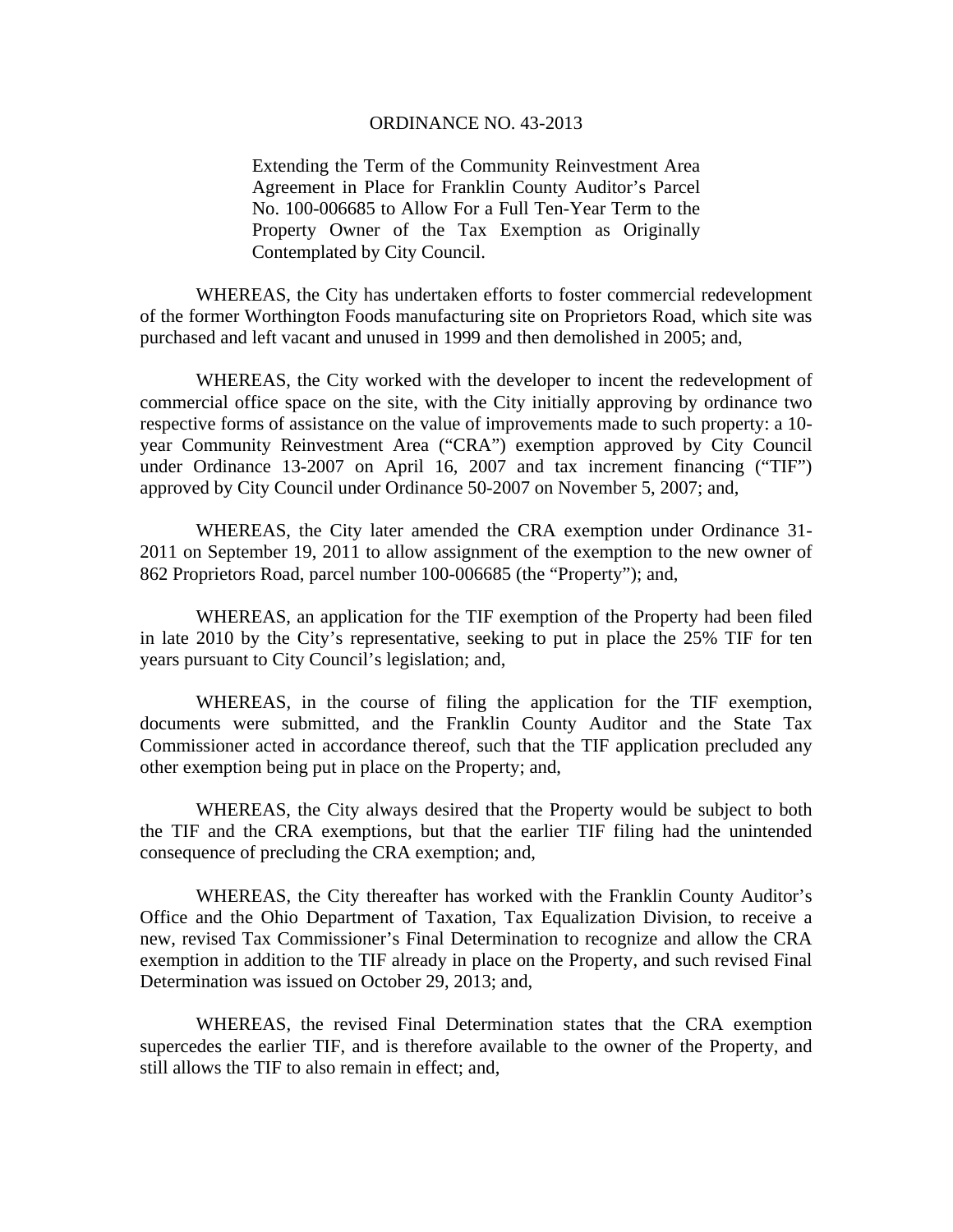# ORDINANCE NO. 43-2013

Extending the Term of the Community Reinvestment Area Agreement in Place for Franklin County Auditor's Parcel No. 100-006685 to Allow For a Full Ten-Year Term to the Property Owner of the Tax Exemption as Originally Contemplated by City Council.

WHEREAS, the City has undertaken efforts to foster commercial redevelopment of the former Worthington Foods manufacturing site on Proprietors Road, which site was purchased and left vacant and unused in 1999 and then demolished in 2005; and,

WHEREAS, the City worked with the developer to incent the redevelopment of commercial office space on the site, with the City initially approving by ordinance two respective forms of assistance on the value of improvements made to such property: a 10-year Community Reinvestment Area ("CRA") exemption approved by City Council under Ordinance 13-2007 on April 16, 2007 and tax increment financing ("TIF") approved by City Council under Ordinance 50-2007 on November 5, 2007; and,

WHEREAS, the City later amended the CRA exemption under Ordinance 31-2011 on September 19, 2011 to allow assignment of the exemption to the new owner of 862 Proprietors Road, parcel number 100-006685 (the "Property"); and,

WHEREAS, an application for the TIF exemption of the Property had been filed in late 2010 by the City's representative, seeking to put in place the 25% TIF for ten years pursuant to City Council's legislation; and,

WHEREAS, in the course of filing the application for the TIF exemption, documents were submitted, and the Franklin County Auditor and the State Tax Commissioner acted in accordance thereof, such that the TIF application precluded any other exemption being put in place on the Property; and,

WHEREAS, the City always desired that the Property would be subject to both the TIF and the CRA exemptions, but that the earlier TIF filing had the unintended consequence of precluding the CRA exemption; and,

WHEREAS, the City thereafter has worked with the Franklin County Auditor's Office and the Ohio Department of Taxation, Tax Equalization Division, to receive a new, revised Tax Commissioner's Final Determination to recognize and allow the CRA exemption in addition to the TIF already in place on the Property, and such revised Final Determination was issued on October 29, 2013; and,

WHEREAS, the revised Final Determination states that the CRA exemption supercedes the earlier TIF, and is therefore available to the owner of the Property, and still allows the TIF to also remain in effect; and,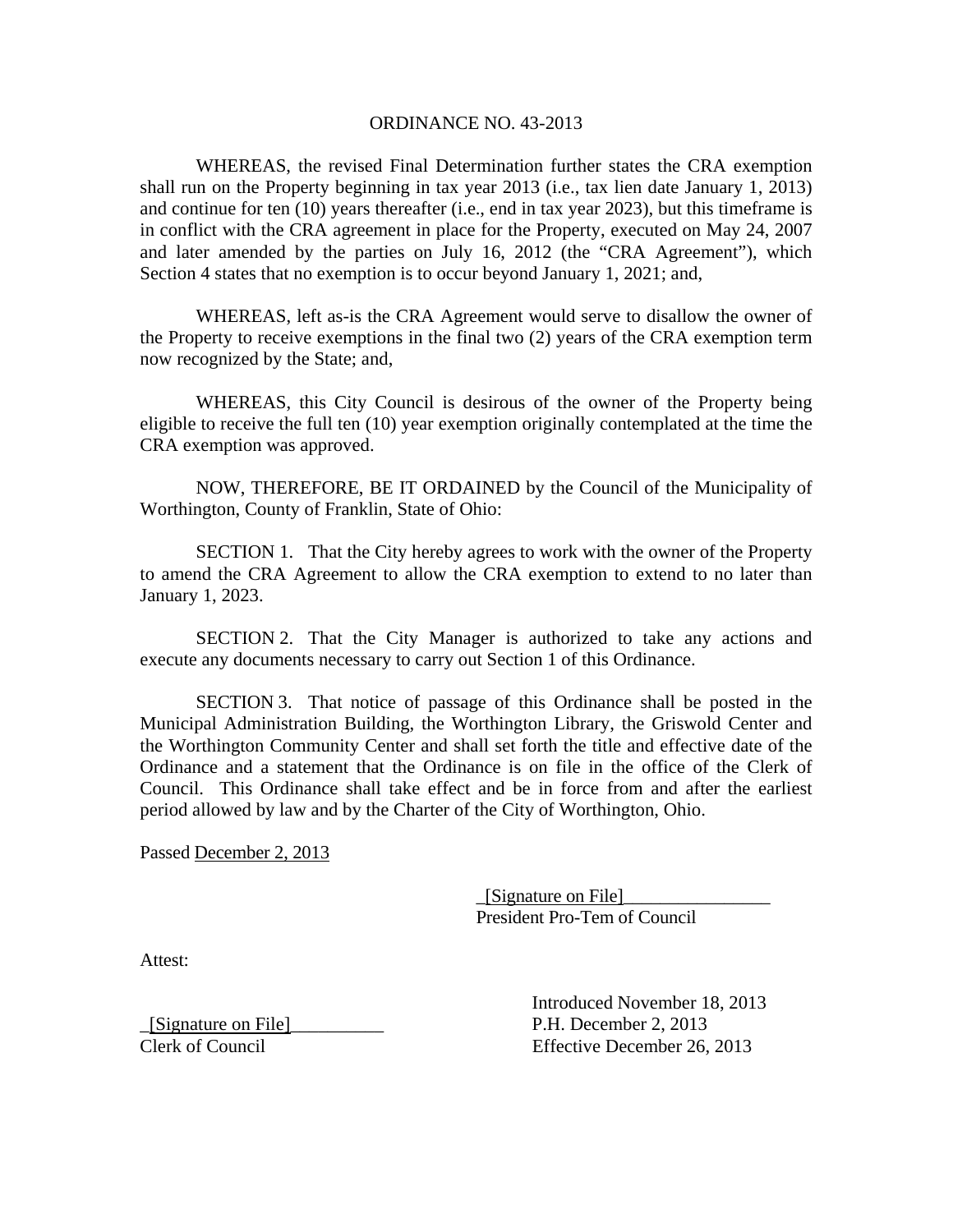ORDINANCE NO. 43-2013

WHEREAS, the revised Final Determination further states the CRA exemption shall run on the Property beginning in tax year 2013 (i.e., tax lien date January 1, 2013) and continue for ten (10) years thereafter (i.e., end in tax year 2023), but this timeframe is in conflict with the CRA agreement in place for the Property, executed on May 24, 2007 and later amended by the parties on July 16, 2012 (the "CRA Agreement"), which Section 4 states that no exemption is to occur beyond January 1, 2021; and,

WHEREAS, left as-is the CRA Agreement would serve to disallow the owner of the Property to receive exemptions in the final two (2) years of the CRA exemption term now recognized by the State; and,

WHEREAS, this City Council is desirous of the owner of the Property being eligible to receive the full ten (10) year exemption originally contemplated at the time the CRA exemption was approved.

NOW, THEREFORE, BE IT ORDAINED by the Council of the Municipality of Worthington, County of Franklin, State of Ohio:

SECTION 1. That the City hereby agrees to work with the owner of the Property to amend the CRA Agreement to allow the CRA exemption to extend to no later than January 1, 2023.

SECTION 2. That the City Manager is authorized to take any actions and execute any documents necessary to carry out Section 1 of this Ordinance.

SECTION 3. That notice of passage of this Ordinance shall be posted in the Municipal Administration Building, the Worthington Library, the Griswold Center and the Worthington Community Center and shall set forth the title and effective date of the Ordinance and a statement that the Ordinance is on file in the office of the Clerk of Council. This Ordinance shall take effect and be in force from and after the earliest period allowed by law and by the Charter of the City of Worthington, Ohio.

Passed December 2, 2013

_[Signature on File]________________
President Pro-Tem of Council

Attest:

_[Signature on File]__________
Clerk of Council

Introduced November 18, 2013
P.H. December 2, 2013
Effective December 26, 2013